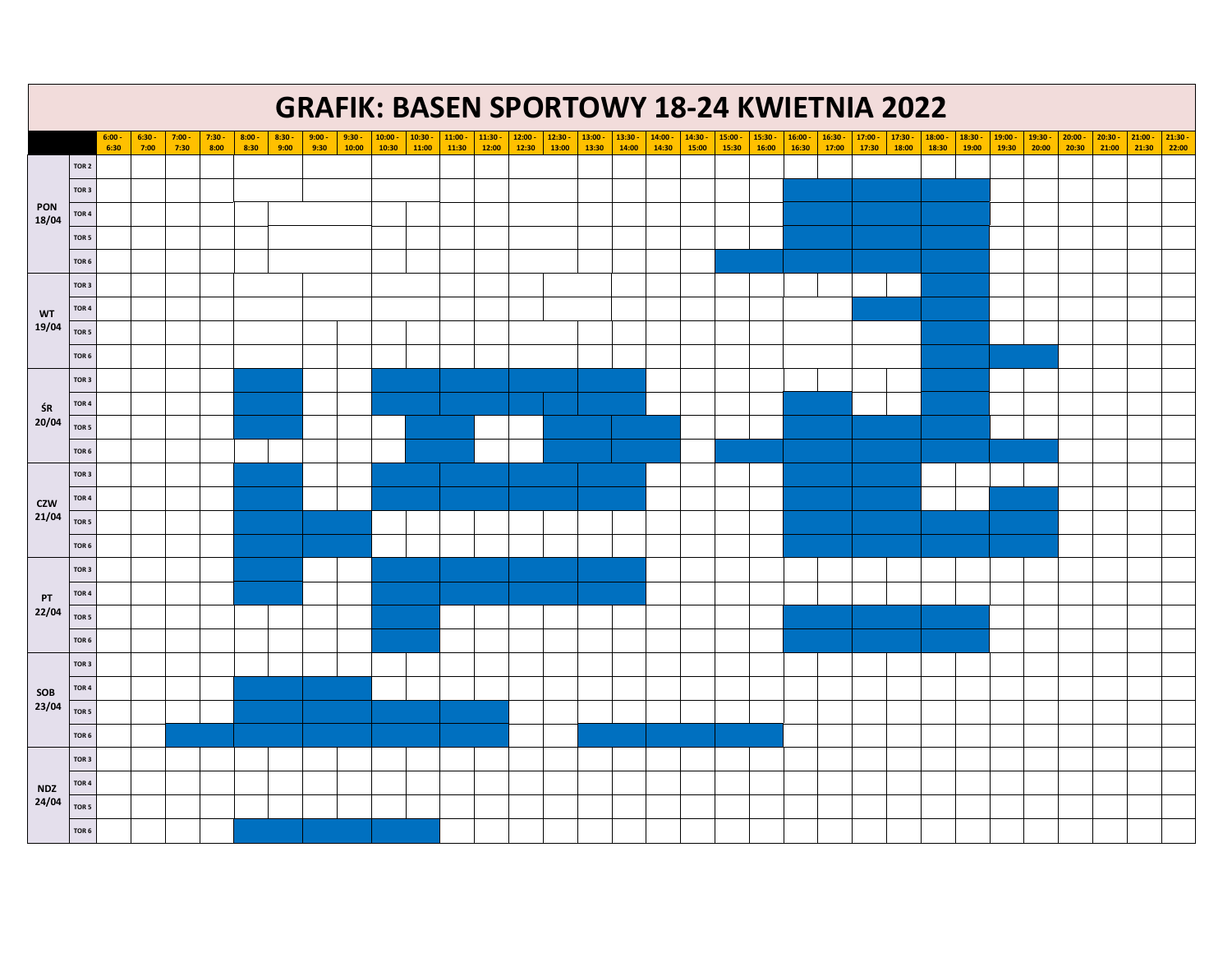# GRAFIK: BASEN SPORTOWY 18-24 KWIETNIA 2022

| | | 6:00 - 6:30 | 6:30 - 7:00 | 7:00 - 7:30 | 7:30 - 8:00 | 8:00 - 8:30 | 8:30 - 9:00 | 9:00 - 9:30 | 9:30 - 10:00 | 10:00 - 10:30 | 10:30 - 11:00 | 11:00 - 11:30 | 11:30 - 12:00 | 12:00 - 12:30 | 12:30 - 13:00 | 13:00 - 13:30 | 13:30 - 14:00 | 14:00 - 14:30 | 14:30 - 15:00 | 15:00 - 15:30 | 15:30 - 16:00 | 16:00 - 16:30 | 16:30 - 17:00 | 17:00 - 17:30 | 17:30 - 18:00 | 18:00 - 18:30 | 18:30 - 19:00 | 19:00 - 19:30 | 19:30 - 20:00 | 20:00 - 20:30 | 20:30 - 21:00 | 21:00 - 21:30 | 21:30 - 22:00 |
|---|---|---|---|---|---|---|---|---|---|---|---|---|---|---|---|---|---|---|---|---|---|---|---|---|---|---|---|---|---|---|---|---|---|
| PON 18/04 | TOR 2 | | | | | | | | | | | | | | | | | | | | | | | | | | | | | | | | |
| | TOR 3 | | | | | | | | | | | | | | | | | | | | | | | | | | | | | | | | |
| | TOR 4 | | | | | | | | | | | | | | | | | | | | | | | | | | | | | | | | |
| | TOR 5 | | | | | | | | | | | | | | | | | | | | | | | | | | | | | | | | |
| | TOR 6 | | | | | | | | | | | | | | | | | | | | | | | | | | | | | | | | |
| WT 19/04 | TOR 3 | | | | | | | | | | | | | | | | | | | | | | | | | | | | | | | | |
| | TOR 4 | | | | | | | | | | | | | | | | | | | | | | | | | | | | | | | | |
| | TOR 5 | | | | | | | | | | | | | | | | | | | | | | | | | | | | | | | | |
| | TOR 6 | | | | | | | | | | | | | | | | | | | | | | | | | | | | | | | | |
| ŚR 20/04 | TOR 3 | | | | | | | | | | | | | | | | | | | | | | | | | | | | | | | | |
| | TOR 4 | | | | | | | | | | | | | | | | | | | | | | | | | | | | | | | | |
| | TOR 5 | | | | | | | | | | | | | | | | | | | | | | | | | | | | | | | | |
| | TOR 6 | | | | | | | | | | | | | | | | | | | | | | | | | | | | | | | | |
| CZW 21/04 | TOR 3 | | | | | | | | | | | | | | | | | | | | | | | | | | | | | | | | |
| | TOR 4 | | | | | | | | | | | | | | | | | | | | | | | | | | | | | | | | |
| | TOR 5 | | | | | | | | | | | | | | | | | | | | | | | | | | | | | | | | |
| | TOR 6 | | | | | | | | | | | | | | | | | | | | | | | | | | | | | | | | |
| PT 22/04 | TOR 3 | | | | | | | | | | | | | | | | | | | | | | | | | | | | | | | | |
| | TOR 4 | | | | | | | | | | | | | | | | | | | | | | | | | | | | | | | | |
| | TOR 5 | | | | | | | | | | | | | | | | | | | | | | | | | | | | | | | | |
| | TOR 6 | | | | | | | | | | | | | | | | | | | | | | | | | | | | | | | | |
| SOB 23/04 | TOR 3 | | | | | | | | | | | | | | | | | | | | | | | | | | | | | | | | |
| | TOR 4 | | | | | | | | | | | | | | | | | | | | | | | | | | | | | | | | |
| | TOR 5 | | | | | | | | | | | | | | | | | | | | | | | | | | | | | | | | |
| | TOR 6 | | | | | | | | | | | | | | | | | | | | | | | | | | | | | | | | |
| NDZ 24/04 | TOR 3 | | | | | | | | | | | | | | | | | | | | | | | | | | | | | | | | |
| | TOR 4 | | | | | | | | | | | | | | | | | | | | | | | | | | | | | | | | |
| | TOR 5 | | | | | | | | | | | | | | | | | | | | | | | | | | | | | | | | |
| | TOR 6 | | | | | | | | | | | | | | | | | | | | | | | | | | | | | | | | |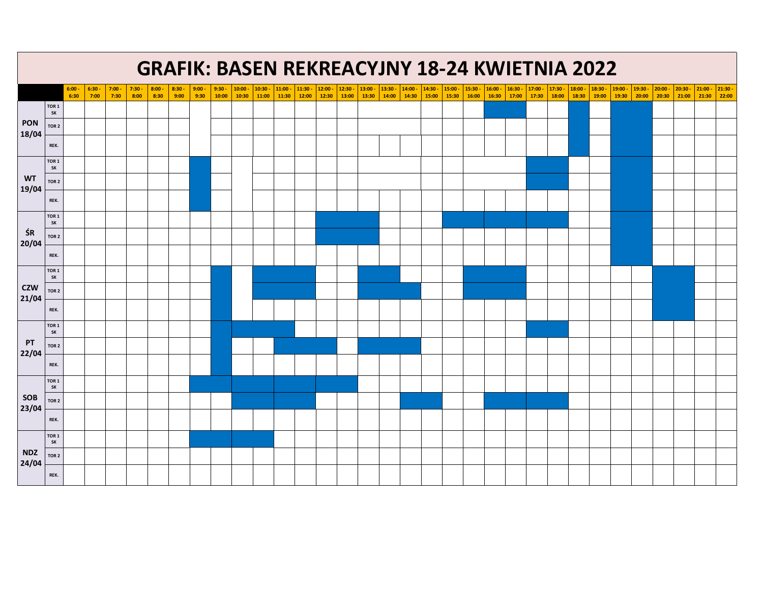# GRAFIK: BASEN REKREACYJNY 18-24 KWIETNIA 2022

| | | 6:00 - 6:30 | 6:30 - 7:00 | 7:00 - 7:30 | 7:30 - 8:00 | 8:00 - 8:30 | 8:30 - 9:00 | 9:00 - 9:30 | 9:30 - 10:00 | 10:00 - 10:30 | 10:30 - 11:00 | 11:00 - 11:30 | 11:30 - 12:00 | 12:00 - 12:30 | 12:30 - 13:00 | 13:00 - 13:30 | 13:30 - 14:00 | 14:00 - 14:30 | 14:30 - 15:00 | 15:00 - 15:30 | 15:30 - 16:00 | 16:00 - 16:30 | 16:30 - 17:00 | 17:00 - 17:30 | 17:30 - 18:00 | 18:00 - 18:30 | 18:30 - 19:00 | 19:00 - 19:30 | 19:30 - 20:00 | 20:00 - 20:30 | 20:30 - 21:00 | 21:00 - 21:30 | 21:30 - 22:00 |
|---|---|---|---|---|---|---|---|---|---|---|---|---|---|---|---|---|---|---|---|---|---|---|---|---|---|---|---|---|---|---|---|---|---|
| PON 18/04 | TOR 1 SK | | | | | | | | | | | | | | | | | | | | | | | | | | | | | | | | |
| | TOR 2 | | | | | | | | | | | | | | | | | | | | | | | | | | | | | | | | |
| | REK. | | | | | | | | | | | | | | | | | | | | | | | | | | | | | | | | |
| WT 19/04 | TOR 1 SK | | | | | | | | | | | | | | | | | | | | | | | | | | | | | | | | |
| | TOR 2 | | | | | | | | | | | | | | | | | | | | | | | | | | | | | | | | |
| | REK. | | | | | | | | | | | | | | | | | | | | | | | | | | | | | | | | |
| ŚR 20/04 | TOR 1 SK | | | | | | | | | | | | | | | | | | | | | | | | | | | | | | | | |
| | TOR 2 | | | | | | | | | | | | | | | | | | | | | | | | | | | | | | | | |
| | REK. | | | | | | | | | | | | | | | | | | | | | | | | | | | | | | | | |
| CZW 21/04 | TOR 1 SK | | | | | | | | | | | | | | | | | | | | | | | | | | | | | | | | |
| | TOR 2 | | | | | | | | | | | | | | | | | | | | | | | | | | | | | | | | |
| | REK. | | | | | | | | | | | | | | | | | | | | | | | | | | | | | | | | |
| PT 22/04 | TOR 1 SK | | | | | | | | | | | | | | | | | | | | | | | | | | | | | | | | |
| | TOR 2 | | | | | | | | | | | | | | | | | | | | | | | | | | | | | | | | |
| | REK. | | | | | | | | | | | | | | | | | | | | | | | | | | | | | | | | |
| SOB 23/04 | TOR 1 SK | | | | | | | | | | | | | | | | | | | | | | | | | | | | | | | | |
| | TOR 2 | | | | | | | | | | | | | | | | | | | | | | | | | | | | | | | | |
| | REK. | | | | | | | | | | | | | | | | | | | | | | | | | | | | | | | | |
| NDZ 24/04 | TOR 1 SK | | | | | | | | | | | | | | | | | | | | | | | | | | | | | | | | |
| | TOR 2 | | | | | | | | | | | | | | | | | | | | | | | | | | | | | | | | |
| | REK. | | | | | | | | | | | | | | | | | | | | | | | | | | | | | | | | |